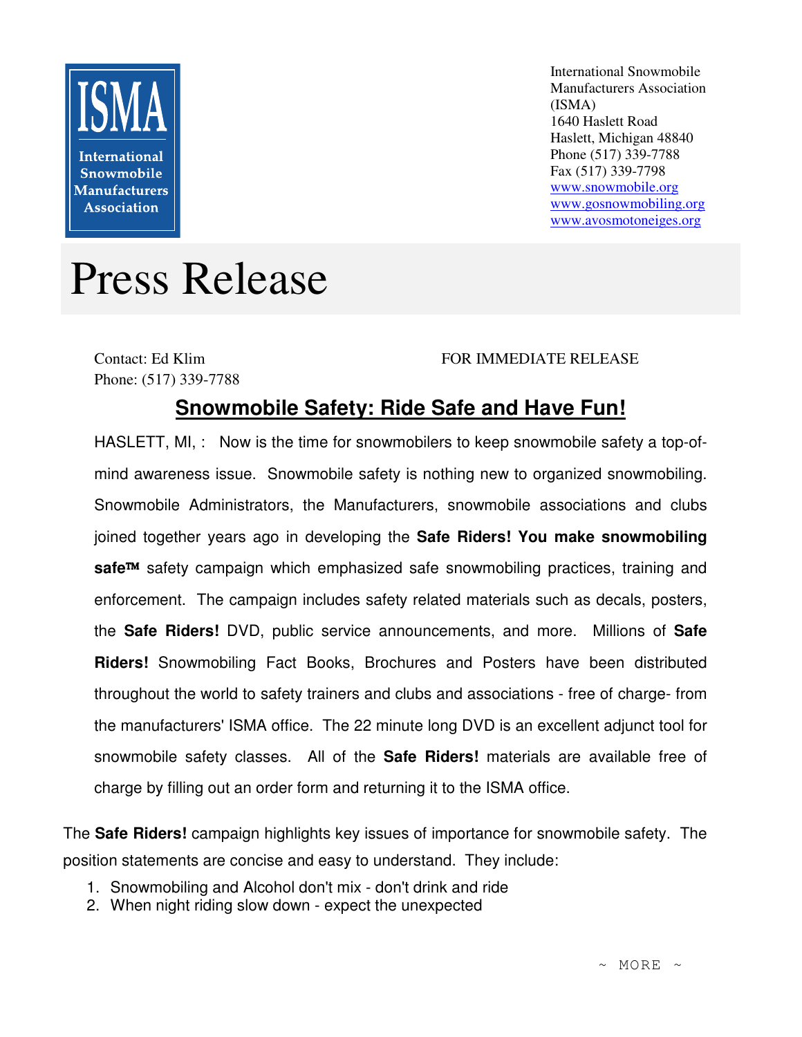ISMA International Snowmobile Manufacturers Association

International Snowmobile Manufacturers Association (ISMA)
1640 Haslett Road
Haslett, Michigan 48840
Phone (517) 339-7788
Fax (517) 339-7798
www.snowmobile.org
www.gosnowmobiling.org
www.avosmotoneiges.org

# Press Release

Contact: Ed Klim
Phone: (517) 339-7788

FOR IMMEDIATE RELEASE

## Snowmobile Safety: Ride Safe and Have Fun!

HASLETT, MI, : Now is the time for snowmobilers to keep snowmobile safety a top-of-mind awareness issue. Snowmobile safety is nothing new to organized snowmobiling. Snowmobile Administrators, the Manufacturers, snowmobile associations and clubs joined together years ago in developing the **Safe Riders! You make snowmobiling safe™** safety campaign which emphasized safe snowmobiling practices, training and enforcement. The campaign includes safety related materials such as decals, posters, the **Safe Riders!** DVD, public service announcements, and more. Millions of **Safe Riders!** Snowmobiling Fact Books, Brochures and Posters have been distributed throughout the world to safety trainers and clubs and associations - free of charge- from the manufacturers' ISMA office. The 22 minute long DVD is an excellent adjunct tool for snowmobile safety classes. All of the **Safe Riders!** materials are available free of charge by filling out an order form and returning it to the ISMA office.

The **Safe Riders!** campaign highlights key issues of importance for snowmobile safety. The position statements are concise and easy to understand. They include:

1. Snowmobiling and Alcohol don't mix - don't drink and ride
2. When night riding slow down - expect the unexpected

~ MORE ~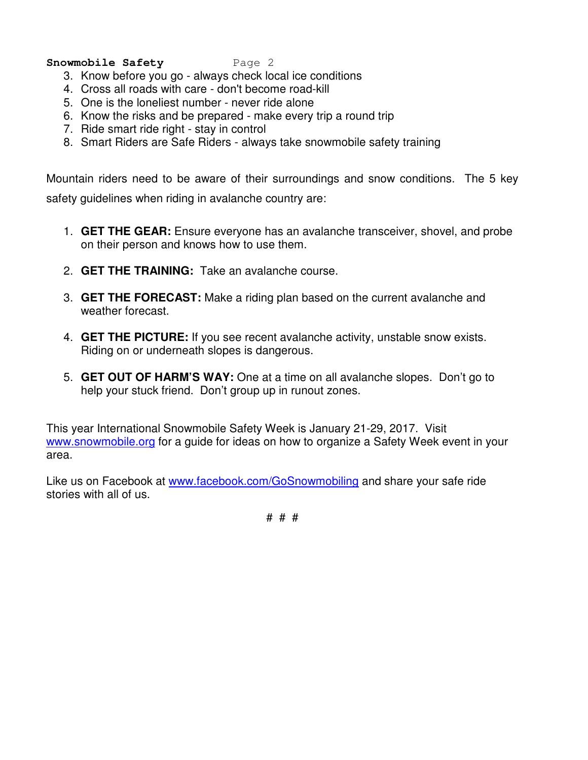3. Know before you go - always check local ice conditions
4. Cross all roads with care - don't become road-kill
5. One is the loneliest number - never ride alone
6. Know the risks and be prepared - make every trip a round trip
7. Ride smart ride right - stay in control
8. Smart Riders are Safe Riders - always take snowmobile safety training

Mountain riders need to be aware of their surroundings and snow conditions. The 5 key safety guidelines when riding in avalanche country are:

1. **GET THE GEAR:** Ensure everyone has an avalanche transceiver, shovel, and probe on their person and knows how to use them.

2. **GET THE TRAINING:** Take an avalanche course.

3. **GET THE FORECAST:** Make a riding plan based on the current avalanche and weather forecast.

4. **GET THE PICTURE:** If you see recent avalanche activity, unstable snow exists. Riding on or underneath slopes is dangerous.

5. **GET OUT OF HARM'S WAY:** One at a time on all avalanche slopes. Don't go to help your stuck friend. Don't group up in runout zones.

This year International Snowmobile Safety Week is January 21-29, 2017. Visit [www.snowmobile.org](http://www.snowmobile.org) for a guide for ideas on how to organize a Safety Week event in your area.

Like us on Facebook at [www.facebook.com/GoSnowmobiling](http://www.facebook.com/GoSnowmobiling) and share your safe ride stories with all of us.

# # #